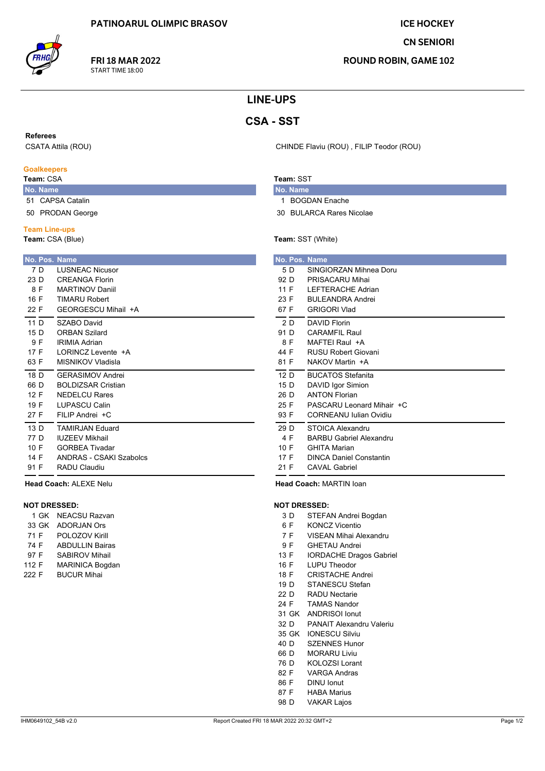PATINOARUL OLIMPIC BRASOV

**FRI 18 MAR 2022**
START TIME 18:00

ICE HOCKEY
**CN SENIORI**
**ROUND ROBIN, GAME 102**

# LINE-UPS

## CSA - SST

**Referees**

CSATA Attila (ROU)

CHINDE Flaviu (ROU) , FILIP Teodor (ROU)

### Goalkeepers

**Team:** CSA

| No. | Name |
|---|---|
| 51 | CAPSA Catalin |
| 50 | PRODAN George |

**Team:** SST

| No. | Name |
|---|---|
| 1 | BOGDAN Enache |
| 30 | BULARCA Rares Nicolae |

### Team Line-ups

**Team:** CSA (Blue)

| No. | Pos. | Name |
|---|---|---|
| 7 | D | LUSNEAC Nicusor |
| 23 | D | CREANGA Florin |
| 8 | F | MARTINOV Daniil |
| 16 | F | TIMARU Robert |
| 22 | F | GEORGESCU Mihail +A |
| 11 | D | SZABO David |
| 15 | D | ORBAN Szilard |
| 9 | F | IRIMIA Adrian |
| 17 | F | LORINCZ Levente +A |
| 63 | F | MISNIKOV Vladisla |
| 18 | D | GERASIMOV Andrei |
| 66 | D | BOLDIZSAR Cristian |
| 12 | F | NEDELCU Rares |
| 19 | F | LUPASCU Calin |
| 27 | F | FILIP Andrei +C |
| 13 | D | TAMIRJAN Eduard |
| 77 | D | IUZEEV Mikhail |
| 10 | F | GORBEA Tivadar |
| 14 | F | ANDRAS - CSAKI Szabolcs |
| 91 | F | RADU Claudiu |

**Head Coach:** ALEXE Nelu

**NOT DRESSED:**

| No. | Pos. | Name |
|---|---|---|
| 1 | GK | NEACSU Razvan |
| 33 | GK | ADORJAN Ors |
| 71 | F | POLOZOV Kirill |
| 74 | F | ABDULLIN Bairas |
| 97 | F | SABIROV Mihail |
| 112 | F | MARINICA Bogdan |
| 222 | F | BUCUR Mihai |

**Team:** SST (White)

| No. | Pos. | Name |
|---|---|---|
| 5 | D | SINGIORZAN Mihnea Doru |
| 92 | D | PRISACARU Mihai |
| 11 | F | LEFTERACHE Adrian |
| 23 | F | BULEANDRA Andrei |
| 67 | F | GRIGORI Vlad |
| 2 | D | DAVID Florin |
| 91 | D | CARAMFIL Raul |
| 8 | F | MAFTEI Raul +A |
| 44 | F | RUSU Robert Giovani |
| 81 | F | NAKOV Martin +A |
| 12 | D | BUCATOS Stefanita |
| 15 | D | DAVID Igor Simion |
| 26 | D | ANTON Florian |
| 25 | F | PASCARU Leonard Mihair +C |
| 93 | F | CORNEANU Iulian Ovidiu |
| 29 | D | STOICA Alexandru |
| 4 | F | BARBU Gabriel Alexandru |
| 10 | F | GHITA Marian |
| 17 | F | DINCA Daniel Constantin |
| 21 | F | CAVAL Gabriel |

**Head Coach:** MARTIN Ioan

**NOT DRESSED:**

| No. | Pos. | Name |
|---|---|---|
| 3 | D | STEFAN Andrei Bogdan |
| 6 | F | KONCZ Vicentio |
| 7 | F | VISEAN Mihai Alexandru |
| 9 | F | GHETAU Andrei |
| 13 | F | IORDACHE Dragos Gabriel |
| 16 | F | LUPU Theodor |
| 18 | F | CRISTACHE Andrei |
| 19 | D | STANESCU Stefan |
| 22 | D | RADU Nectarie |
| 24 | F | TAMAS Nandor |
| 31 | GK | ANDRISOI Ionut |
| 32 | D | PANAIT Alexandru Valeriu |
| 35 | GK | IONESCU Silviu |
| 40 | D | SZENNES Hunor |
| 66 | D | MORARU Liviu |
| 76 | D | KOLOZSI Lorant |
| 82 | F | VARGA Andras |
| 86 | F | DINU Ionut |
| 87 | F | HABA Marius |
| 98 | D | VAKAR Lajos |

IHM0649102_54B v2.0 Report Created FRI 18 MAR 2022 20:32 GMT+2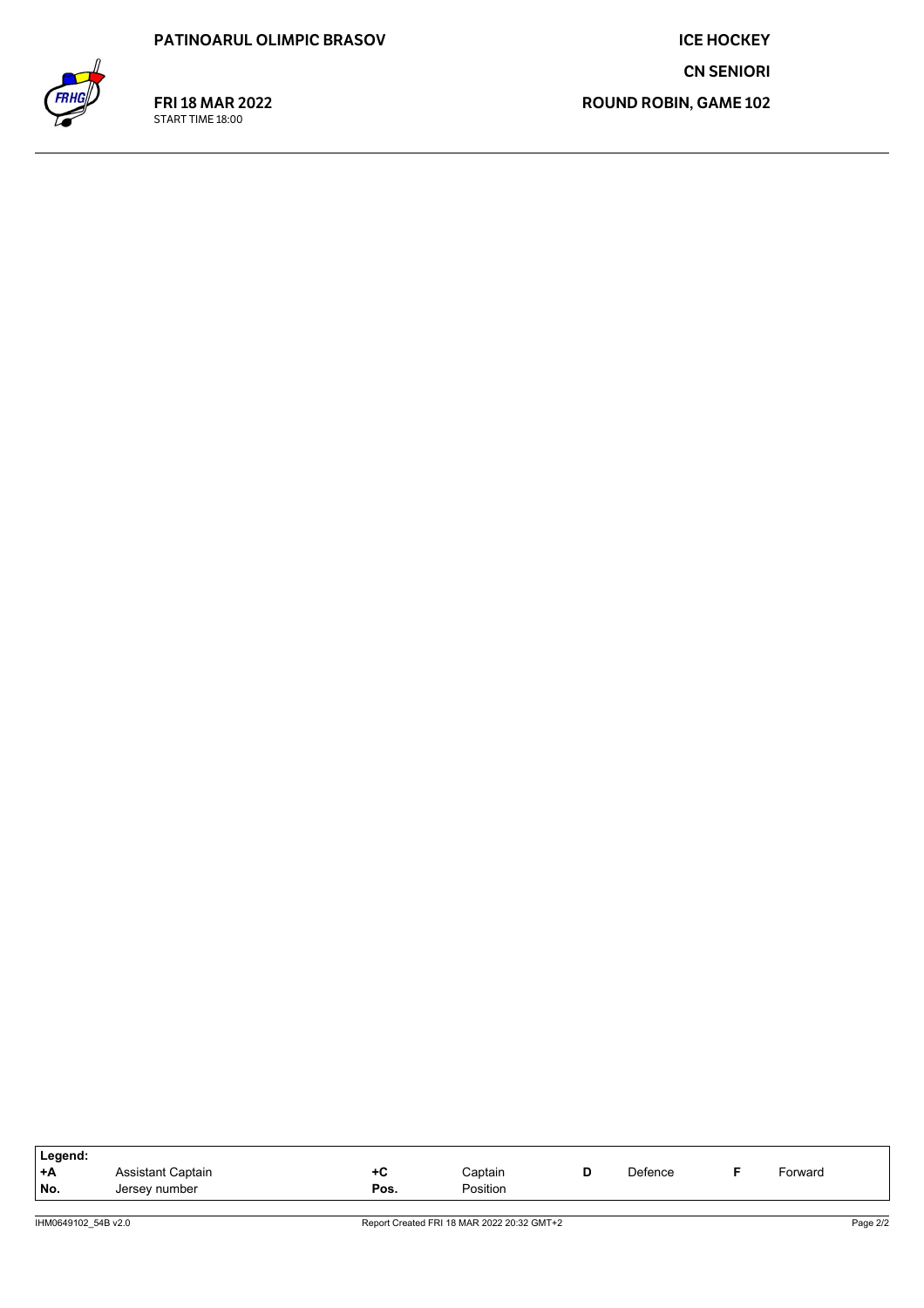PATINOARUL OLIMPIC BRASOV

ICE HOCKEY

CN SENIORI

FRI 18 MAR 2022
START TIME 18:00

ROUND ROBIN, GAME 102

| Legend: | | | | | | | |
|---|---|---|---|---|---|---|---|
| +A | Assistant Captain | +C | Captain | D | Defence | F | Forward |
| No. | Jersey number | Pos. | Position | | | | |

IHM0649102_54B v2.0

Report Created FRI 18 MAR 2022 20:32 GMT+2